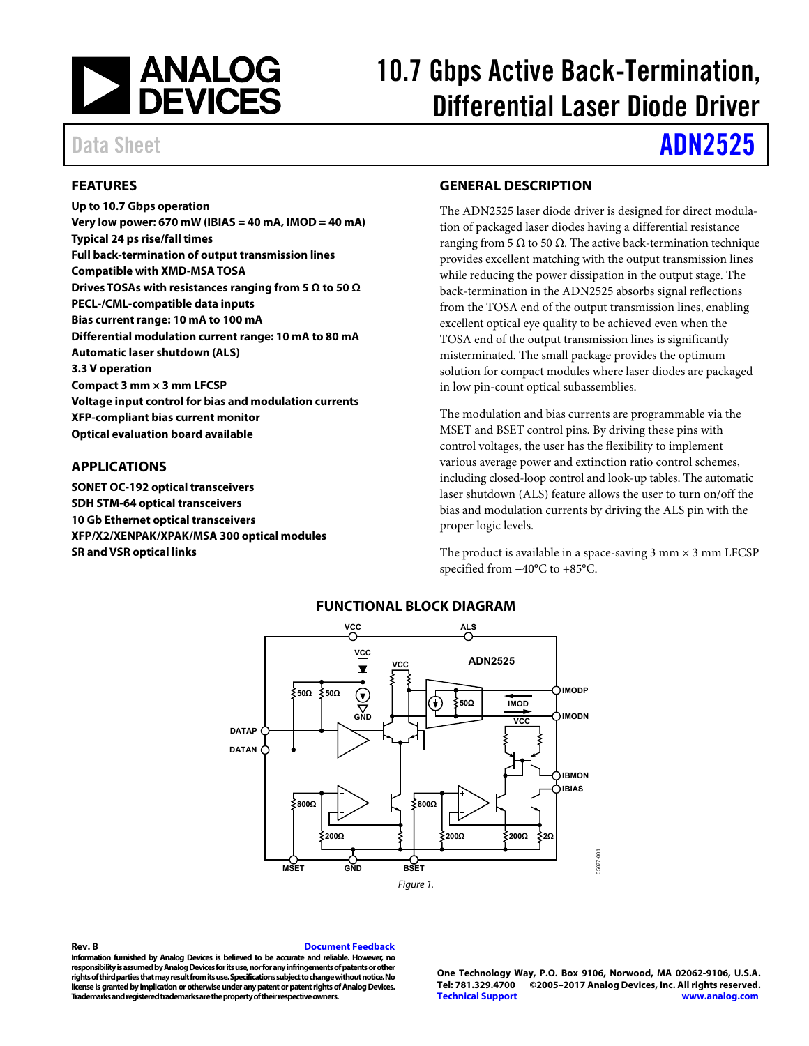# 10.7 Gbps Active Back-Termination, Differential Laser Diode Driver

Data Sheet **ADN2525**

## FEATURES

- Up to 10.7 Gbps operation
- Very low power: 670 mW (IBIAS = 40 mA, IMOD = 40 mA)
- Typical 24 ps rise/fall times
- Full back-termination of output transmission lines
- Compatible with XMD-MSA TOSA
- Drives TOSAs with resistances ranging from 5 Ω to 50 Ω
- PECL-/CML-compatible data inputs
- Bias current range: 10 mA to 100 mA
- Differential modulation current range: 10 mA to 80 mA
- Automatic laser shutdown (ALS)
- 3.3 V operation
- Compact 3 mm × 3 mm LFCSP
- Voltage input control for bias and modulation currents
- XFP-compliant bias current monitor
- Optical evaluation board available

## APPLICATIONS

- SONET OC-192 optical transceivers
- SDH STM-64 optical transceivers
- 10 Gb Ethernet optical transceivers
- XFP/X2/XENPAK/XPAK/MSA 300 optical modules
- SR and VSR optical links

## GENERAL DESCRIPTION

The ADN2525 laser diode driver is designed for direct modulation of packaged laser diodes having a differential resistance ranging from 5 Ω to 50 Ω. The active back-termination technique provides excellent matching with the output transmission lines while reducing the power dissipation in the output stage. The back-termination in the ADN2525 absorbs signal reflections from the TOSA end of the output transmission lines, enabling excellent optical eye quality to be achieved even when the TOSA end of the output transmission lines is significantly misterminated. The small package provides the optimum solution for compact modules where laser diodes are packaged in low pin-count optical subassemblies.

The modulation and bias currents are programmable via the MSET and BSET control pins. By driving these pins with control voltages, the user has the flexibility to implement various average power and extinction ratio control schemes, including closed-loop control and look-up tables. The automatic laser shutdown (ALS) feature allows the user to turn on/off the bias and modulation currents by driving the ALS pin with the proper logic levels.

The product is available in a space-saving 3 mm × 3 mm LFCSP specified from −40°C to +85°C.

## FUNCTIONAL BLOCK DIAGRAM

*Figure 1.*

Rev. B

Information furnished by Analog Devices is believed to be accurate and reliable. However, no responsibility is assumed by Analog Devices for its use, nor for any infringements of patents or other rights of third parties that may result from its use. Specifications subject to change without notice. No license is granted by implication or otherwise under any patent or patent rights of Analog Devices. Trademarks and registered trademarks are the property of their respective owners.

One Technology Way, P.O. Box 9106, Norwood, MA 02062-9106, U.S.A.
Tel: 781.329.4700 ©2005–2017 Analog Devices, Inc. All rights reserved.
Technical Support www.analog.com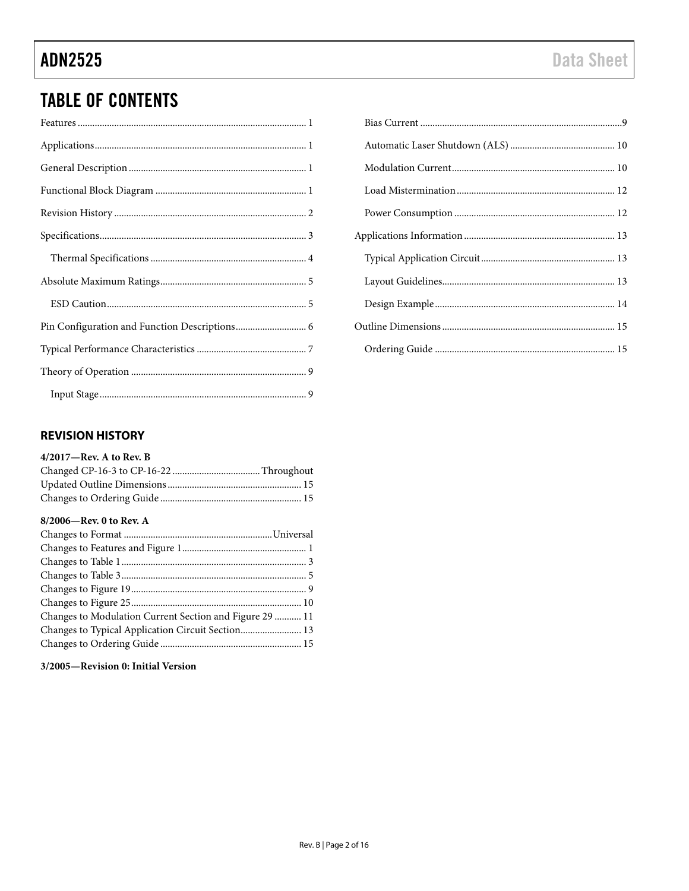## TABLE OF CONTENTS

Features ... 1
Applications ... 1
General Description ... 1
Functional Block Diagram ... 1
Revision History ... 2
Specifications ... 3
    Thermal Specifications ... 4
Absolute Maximum Ratings ... 5
    ESD Caution ... 5
Pin Configuration and Function Descriptions ... 6
Typical Performance Characteristics ... 7
Theory of Operation ... 9
    Input Stage ... 9
    Bias Current ... 9
    Automatic Laser Shutdown (ALS) ... 10
    Modulation Current ... 10
    Load Mistermination ... 12
    Power Consumption ... 12
Applications Information ... 13
    Typical Application Circuit ... 13
    Layout Guidelines ... 13
    Design Example ... 14
Outline Dimensions ... 15
    Ordering Guide ... 15

### REVISION HISTORY

**4/2017—Rev. A to Rev. B**

Changed CP-16-3 to CP-16-22 ... Throughout
Updated Outline Dimensions ... 15
Changes to Ordering Guide ... 15

**8/2006—Rev. 0 to Rev. A**

Changes to Format ... Universal
Changes to Features and Figure 1 ... 1
Changes to Table 1 ... 3
Changes to Table 3 ... 5
Changes to Figure 19 ... 9
Changes to Figure 25 ... 10
Changes to Modulation Current Section and Figure 29 ... 11
Changes to Typical Application Circuit Section ... 13
Changes to Ordering Guide ... 15

**3/2005—Revision 0: Initial Version**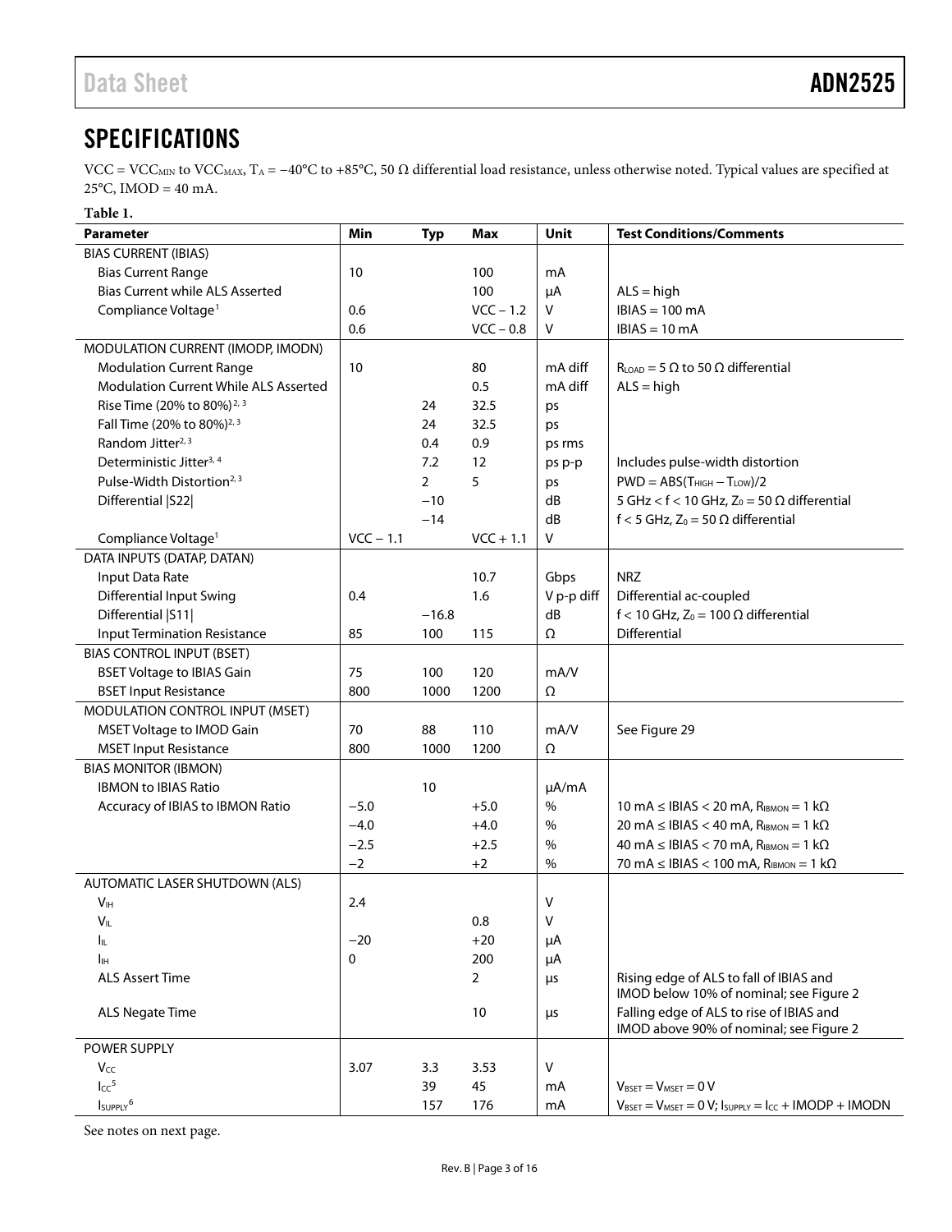## SPECIFICATIONS

VCC = $VCC_{MIN}$ to $VCC_{MAX}$, $T_A$ = −40°C to +85°C, 50 Ω differential load resistance, unless otherwise noted. Typical values are specified at 25°C, IMOD = 40 mA.

**Table 1.**

| Parameter | Min | Typ | Max | Unit | Test Conditions/Comments |
|---|---|---|---|---|---|
| BIAS CURRENT (IBIAS) | | | | | |
| Bias Current Range | 10 | | 100 | mA | |
| Bias Current while ALS Asserted | | | 100 | μA | ALS = high |
| Compliance Voltage[1] | 0.6 | | VCC − 1.2 | V | IBIAS = 100 mA |
| | 0.6 | | VCC − 0.8 | V | IBIAS = 10 mA |
| MODULATION CURRENT (IMODP, IMODN) | | | | | |
| Modulation Current Range | 10 | | 80 | mA diff | $R_{LOAD}$ = 5 Ω to 50 Ω differential |
| Modulation Current While ALS Asserted | | | 0.5 | mA diff | ALS = high |
| Rise Time (20% to 80%)[2, 3] | | 24 | 32.5 | ps | |
| Fall Time (20% to 80%)[2, 3] | | 24 | 32.5 | ps | |
| Random Jitter[2, 3] | | 0.4 | 0.9 | ps rms | |
| Deterministic Jitter[3, 4] | | 7.2 | 12 | ps p-p | Includes pulse-width distortion |
| Pulse-Width Distortion[2, 3] | | 2 | 5 | ps | PWD = ABS($T_{HIGH}$ − $T_{LOW}$)/2 |
| Differential \|S22\| | | −10 | | dB | 5 GHz < f < 10 GHz, $Z_0$ = 50 Ω differential |
| | | −14 | | dB | f < 5 GHz, $Z_0$ = 50 Ω differential |
| Compliance Voltage[1] | VCC − 1.1 | | VCC + 1.1 | V | |
| DATA INPUTS (DATAP, DATAN) | | | | | |
| Input Data Rate | | | 10.7 | Gbps | NRZ |
| Differential Input Swing | 0.4 | | 1.6 | V p-p diff | Differential ac-coupled |
| Differential \|S11\| | | −16.8 | | dB | f < 10 GHz, $Z_0$ = 100 Ω differential |
| Input Termination Resistance | 85 | 100 | 115 | Ω | Differential |
| BIAS CONTROL INPUT (BSET) | | | | | |
| BSET Voltage to IBIAS Gain | 75 | 100 | 120 | mA/V | |
| BSET Input Resistance | 800 | 1000 | 1200 | Ω | |
| MODULATION CONTROL INPUT (MSET) | | | | | |
| MSET Voltage to IMOD Gain | 70 | 88 | 110 | mA/V | See Figure 29 |
| MSET Input Resistance | 800 | 1000 | 1200 | Ω | |
| BIAS MONITOR (IBMON) | | | | | |
| IBMON to IBIAS Ratio | | 10 | | μA/mA | |
| Accuracy of IBIAS to IBMON Ratio | −5.0 | | +5.0 | % | 10 mA ≤ IBIAS < 20 mA, $R_{IBMON}$ = 1 kΩ |
| | −4.0 | | +4.0 | % | 20 mA ≤ IBIAS < 40 mA, $R_{IBMON}$ = 1 kΩ |
| | −2.5 | | +2.5 | % | 40 mA ≤ IBIAS < 70 mA, $R_{IBMON}$ = 1 kΩ |
| | −2 | | +2 | % | 70 mA ≤ IBIAS < 100 mA, $R_{IBMON}$ = 1 kΩ |
| AUTOMATIC LASER SHUTDOWN (ALS) | | | | | |
| $V_{IH}$ | 2.4 | | | V | |
| $V_{IL}$ | | | 0.8 | V | |
| $I_{IL}$ | −20 | | +20 | μA | |
| $I_{IH}$ | 0 | | 200 | μA | |
| ALS Assert Time | | | 2 | μs | Rising edge of ALS to fall of IBIAS and IMOD below 10% of nominal; see Figure 2 |
| ALS Negate Time | | | 10 | μs | Falling edge of ALS to rise of IBIAS and IMOD above 90% of nominal; see Figure 2 |
| POWER SUPPLY | | | | | |
| $V_{CC}$ | 3.07 | 3.3 | 3.53 | V | |
| $I_{CC}$[5] | | 39 | 45 | mA | $V_{BSET}$ = $V_{MSET}$ = 0 V |
| $I_{SUPPLY}$[6] | | 157 | 176 | mA | $V_{BSET}$ = $V_{MSET}$ = 0 V; $I_{SUPPLY}$ = $I_{CC}$ + IMODP + IMODN |

See notes on next page.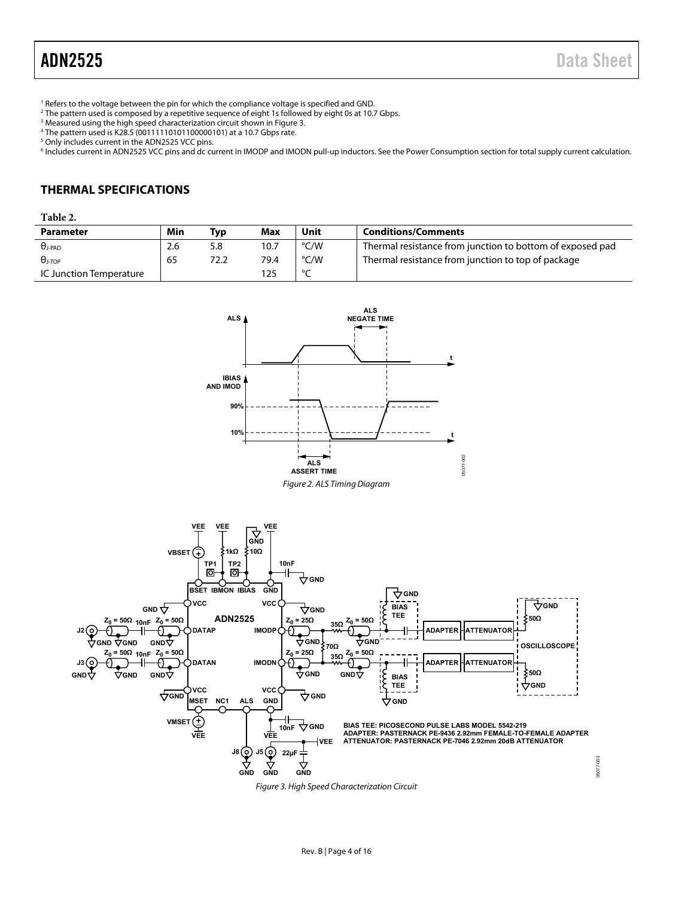[1] Refers to the voltage between the pin for which the compliance voltage is specified and GND.
[2] The pattern used is composed by a repetitive sequence of eight 1s followed by eight 0s at 10.7 Gbps.
[3] Measured using the high speed characterization circuit shown in Figure 3.
[4] The pattern used is K28.5 (00111110101100000101) at a 10.7 Gbps rate.
[5] Only includes current in the ADN2525 VCC pins.
[6] Includes current in ADN2525 VCC pins and dc current in IMODP and IMODN pull-up inductors. See the Power Consumption section for total supply current calculation.

## THERMAL SPECIFICATIONS

**Table 2.**

| Parameter | Min | Typ | Max | Unit | Conditions/Comments |
|---|---|---|---|---|---|
| $\theta_{J\text{-PAD}}$ | 2.6 | 5.8 | 10.7 | °C/W | Thermal resistance from junction to bottom of exposed pad |
| $\theta_{J\text{-TOP}}$ | 65 | 72.2 | 79.4 | °C/W | Thermal resistance from junction to top of package |
| IC Junction Temperature | | | 125 | °C | |

*Figure 2. ALS Timing Diagram*

BIAS TEE: PICOSECOND PULSE LABS MODEL 5542-219
ADAPTER: PASTERNACK PE-9436 2.92mm FEMALE-TO-FEMALE ADAPTER
ATTENUATOR: PASTERNACK PE-7046 2.92mm 20dB ATTENUATOR

*Figure 3. High Speed Characterization Circuit*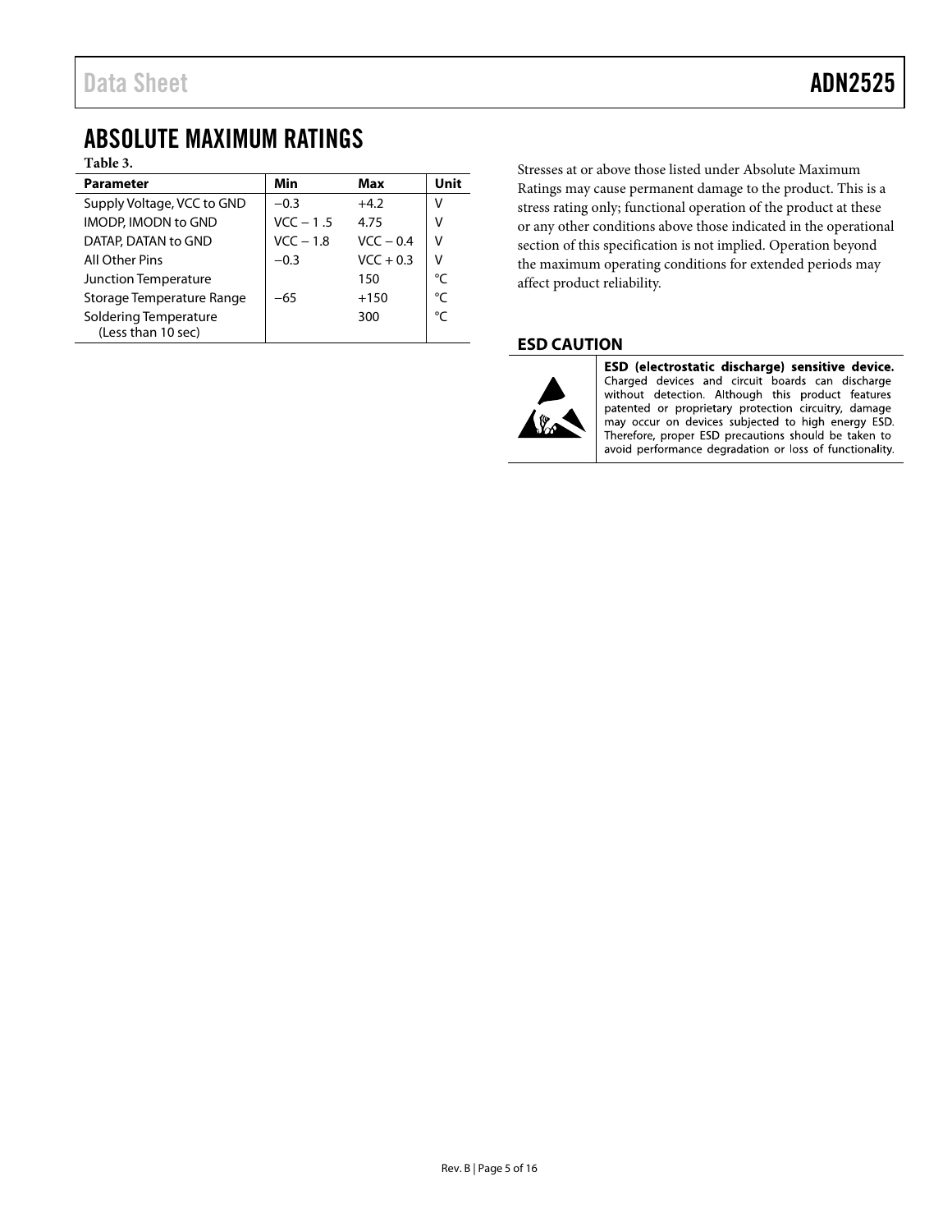## ABSOLUTE MAXIMUM RATINGS

**Table 3.**

| Parameter | Min | Max | Unit |
|---|---|---|---|
| Supply Voltage, VCC to GND | −0.3 | +4.2 | V |
| IMODP, IMODN to GND | VCC − 1 .5 | 4.75 | V |
| DATAP, DATAN to GND | VCC − 1.8 | VCC − 0.4 | V |
| All Other Pins | −0.3 | VCC + 0.3 | V |
| Junction Temperature | | 150 | °C |
| Storage Temperature Range | −65 | +150 | °C |
| Soldering Temperature (Less than 10 sec) | | 300 | °C |

Stresses at or above those listed under Absolute Maximum Ratings may cause permanent damage to the product. This is a stress rating only; functional operation of the product at these or any other conditions above those indicated in the operational section of this specification is not implied. Operation beyond the maximum operating conditions for extended periods may affect product reliability.

### ESD CAUTION

**ESD (electrostatic discharge) sensitive device.** Charged devices and circuit boards can discharge without detection. Although this product features patented or proprietary protection circuitry, damage may occur on devices subjected to high energy ESD. Therefore, proper ESD precautions should be taken to avoid performance degradation or loss of functionality.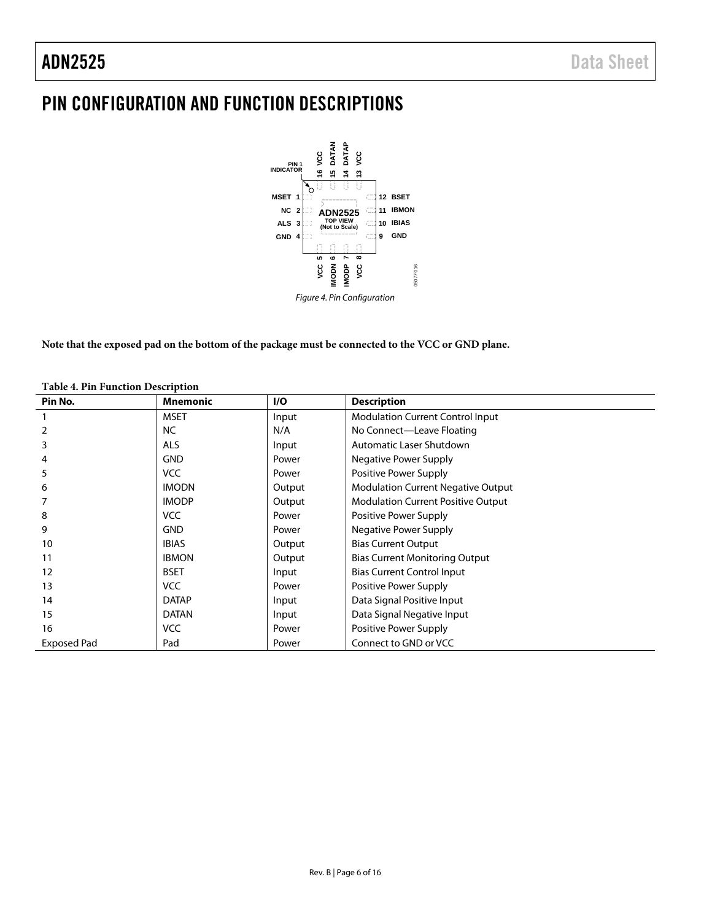# PIN CONFIGURATION AND FUNCTION DESCRIPTIONS

*Figure 4. Pin Configuration*

**Note that the exposed pad on the bottom of the package must be connected to the VCC or GND plane.**

**Table 4. Pin Function Description**

| Pin No. | Mnemonic | I/O | Description |
|---|---|---|---|
| 1 | MSET | Input | Modulation Current Control Input |
| 2 | NC | N/A | No Connect—Leave Floating |
| 3 | ALS | Input | Automatic Laser Shutdown |
| 4 | GND | Power | Negative Power Supply |
| 5 | VCC | Power | Positive Power Supply |
| 6 | IMODN | Output | Modulation Current Negative Output |
| 7 | IMODP | Output | Modulation Current Positive Output |
| 8 | VCC | Power | Positive Power Supply |
| 9 | GND | Power | Negative Power Supply |
| 10 | IBIAS | Output | Bias Current Output |
| 11 | IBMON | Output | Bias Current Monitoring Output |
| 12 | BSET | Input | Bias Current Control Input |
| 13 | VCC | Power | Positive Power Supply |
| 14 | DATAP | Input | Data Signal Positive Input |
| 15 | DATAN | Input | Data Signal Negative Input |
| 16 | VCC | Power | Positive Power Supply |
| Exposed Pad | Pad | Power | Connect to GND or VCC |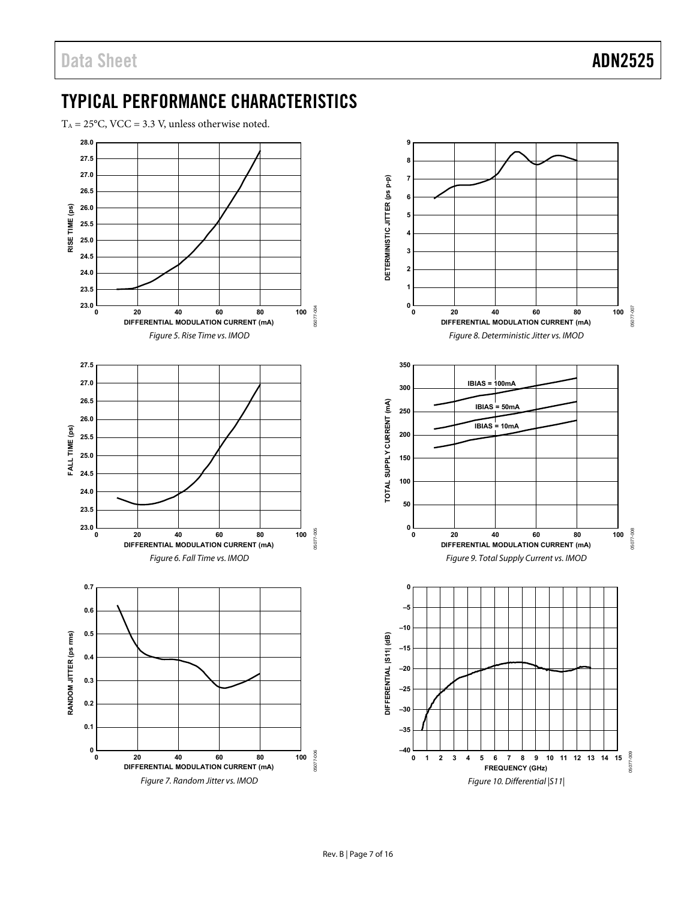## TYPICAL PERFORMANCE CHARACTERISTICS

$T_A$ = 25°C, VCC = 3.3 V, unless otherwise noted.

*Figure 5. Rise Time vs. IMOD*

*Figure 6. Fall Time vs. IMOD*

*Figure 7. Random Jitter vs. IMOD*

*Figure 8. Deterministic Jitter vs. IMOD*

*Figure 9. Total Supply Current vs. IMOD*

*Figure 10. Differential |S11|*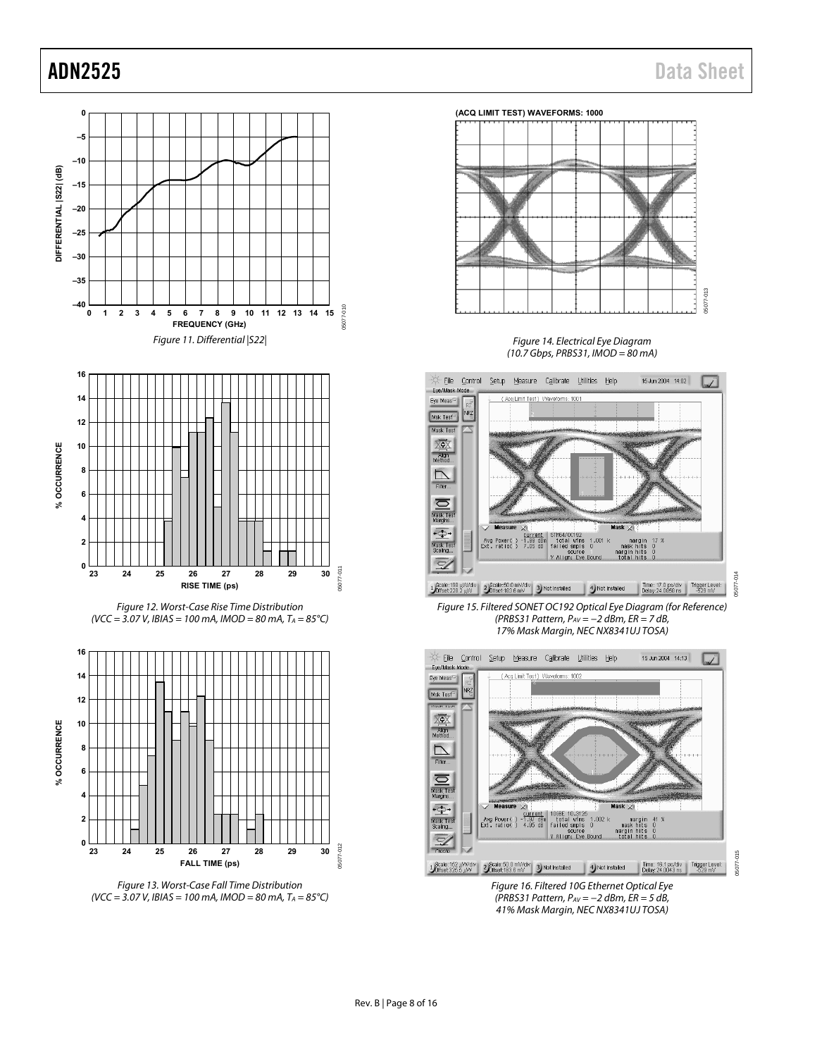Figure 11. Differential |S22|

Figure 12. Worst-Case Rise Time Distribution
($V_{CC}$ = 3.07 V, $I_{BIAS}$ = 100 mA, $I_{MOD}$ = 80 mA, $T_A$ = 85°C)

Figure 13. Worst-Case Fall Time Distribution
($V_{CC}$ = 3.07 V, $I_{BIAS}$ = 100 mA, $I_{MOD}$ = 80 mA, $T_A$ = 85°C)

Figure 14. Electrical Eye Diagram
(10.7 Gbps, PRBS31, $I_{MOD}$ = 80 mA)

Figure 15. Filtered SONET OC192 Optical Eye Diagram (for Reference)
(PRBS31 Pattern, $P_{AV}$ = −2 dBm, ER = 7 dB,
17% Mask Margin, NEC NX8341UJ TOSA)

Figure 16. Filtered 10G Ethernet Optical Eye
(PRBS31 Pattern, $P_{AV}$ = −2 dBm, ER = 5 dB,
41% Mask Margin, NEC NX8341UJ TOSA)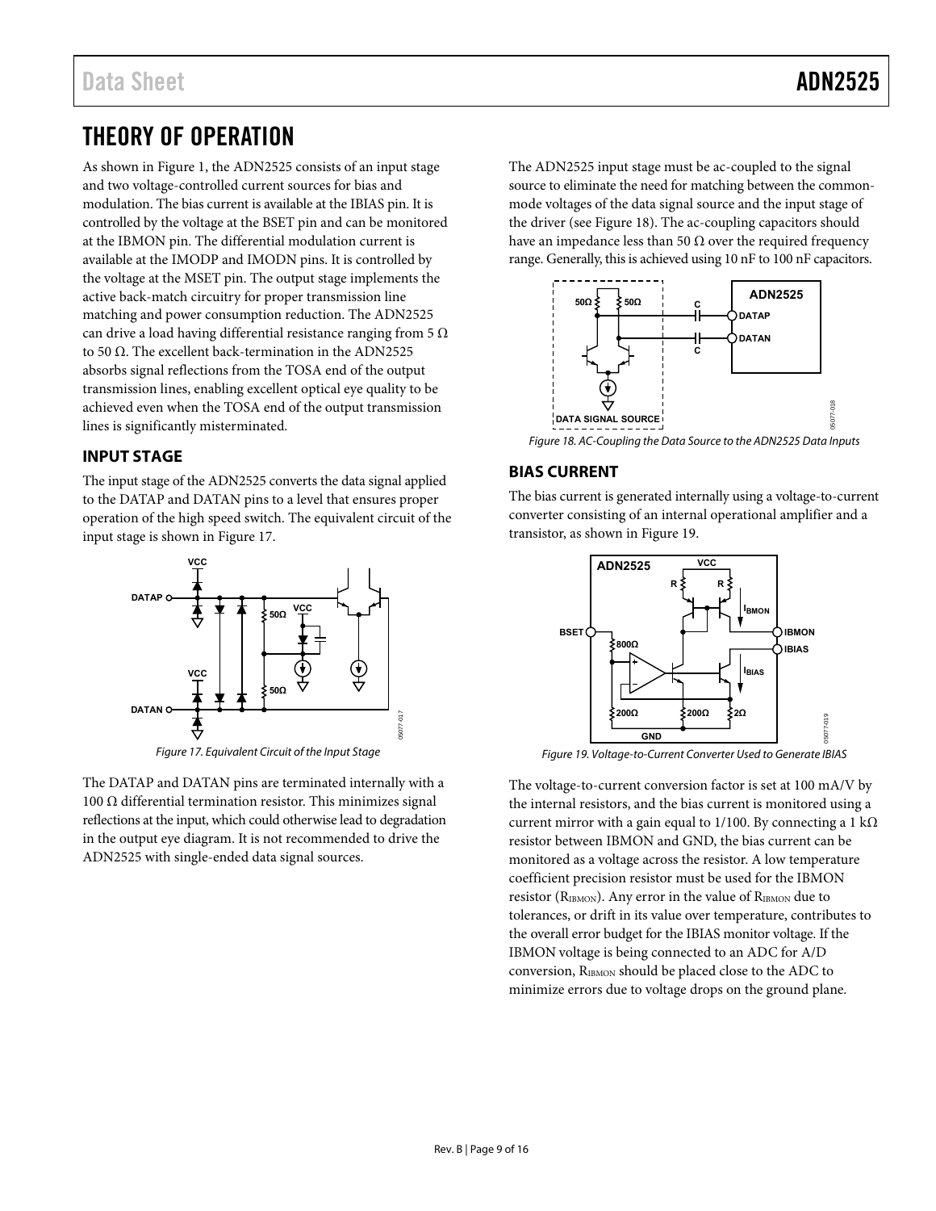# THEORY OF OPERATION

As shown in Figure 1, the ADN2525 consists of an input stage and two voltage-controlled current sources for bias and modulation. The bias current is available at the IBIAS pin. It is controlled by the voltage at the BSET pin and can be monitored at the IBMON pin. The differential modulation current is available at the IMODP and IMODN pins. It is controlled by the voltage at the MSET pin. The output stage implements the active back-match circuitry for proper transmission line matching and power consumption reduction. The ADN2525 can drive a load having differential resistance ranging from 5 Ω to 50 Ω. The excellent back-termination in the ADN2525 absorbs signal reflections from the TOSA end of the output transmission lines, enabling excellent optical eye quality to be achieved even when the TOSA end of the output transmission lines is significantly misterminated.

## INPUT STAGE

The input stage of the ADN2525 converts the data signal applied to the DATAP and DATAN pins to a level that ensures proper operation of the high speed switch. The equivalent circuit of the input stage is shown in Figure 17.

*Figure 17. Equivalent Circuit of the Input Stage*

The DATAP and DATAN pins are terminated internally with a 100 Ω differential termination resistor. This minimizes signal reflections at the input, which could otherwise lead to degradation in the output eye diagram. It is not recommended to drive the ADN2525 with single-ended data signal sources.

The ADN2525 input stage must be ac-coupled to the signal source to eliminate the need for matching between the common-mode voltages of the data signal source and the input stage of the driver (see Figure 18). The ac-coupling capacitors should have an impedance less than 50 Ω over the required frequency range. Generally, this is achieved using 10 nF to 100 nF capacitors.

*Figure 18. AC-Coupling the Data Source to the ADN2525 Data Inputs*

## BIAS CURRENT

The bias current is generated internally using a voltage-to-current converter consisting of an internal operational amplifier and a transistor, as shown in Figure 19.

*Figure 19. Voltage-to-Current Converter Used to Generate IBIAS*

The voltage-to-current conversion factor is set at 100 mA/V by the internal resistors, and the bias current is monitored using a current mirror with a gain equal to 1/100. By connecting a 1 kΩ resistor between IBMON and GND, the bias current can be monitored as a voltage across the resistor. A low temperature coefficient precision resistor must be used for the IBMON resistor ($R_{IBMON}$). Any error in the value of $R_{IBMON}$ due to tolerances, or drift in its value over temperature, contributes to the overall error budget for the IBIAS monitor voltage. If the IBMON voltage is being connected to an ADC for A/D conversion, $R_{IBMON}$ should be placed close to the ADC to minimize errors due to voltage drops on the ground plane.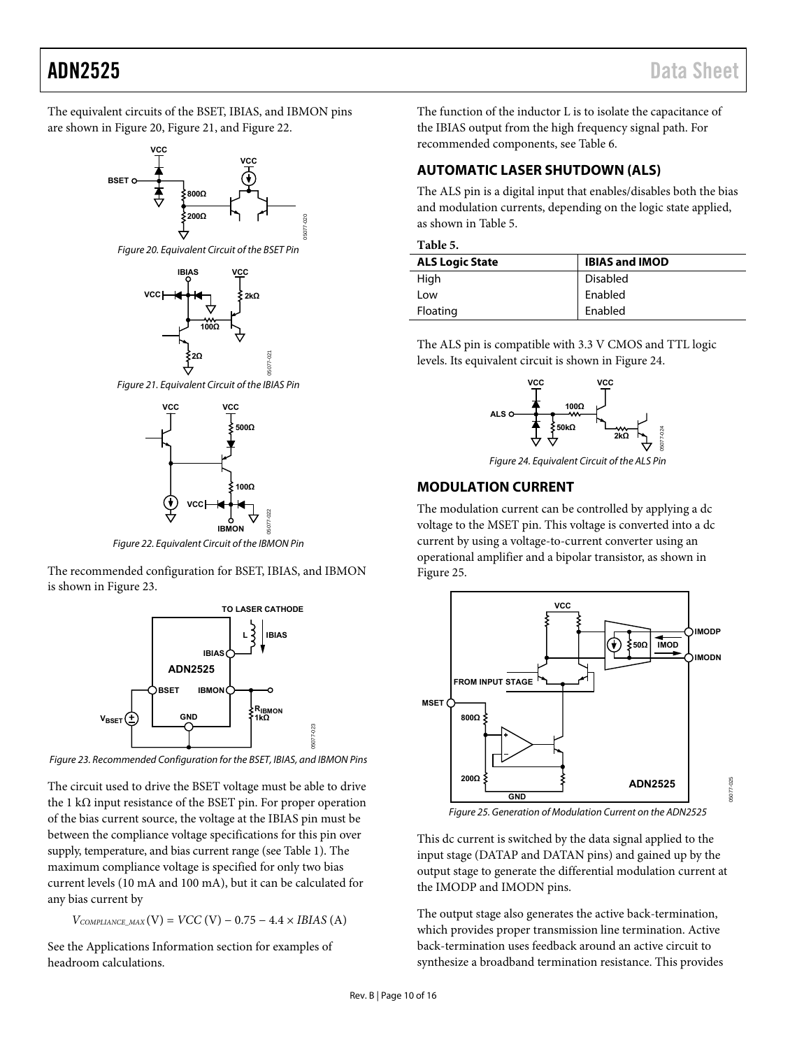The equivalent circuits of the BSET, IBIAS, and IBMON pins are shown in Figure 20, Figure 21, and Figure 22.

Figure 20. Equivalent Circuit of the BSET Pin

Figure 21. Equivalent Circuit of the IBIAS Pin

Figure 22. Equivalent Circuit of the IBMON Pin

The recommended configuration for BSET, IBIAS, and IBMON is shown in Figure 23.

Figure 23. Recommended Configuration for the BSET, IBIAS, and IBMON Pins

The circuit used to drive the BSET voltage must be able to drive the 1 kΩ input resistance of the BSET pin. For proper operation of the bias current source, the voltage at the IBIAS pin must be between the compliance voltage specifications for this pin over supply, temperature, and bias current range (see Table 1). The maximum compliance voltage is specified for only two bias current levels (10 mA and 100 mA), but it can be calculated for any bias current by

$$V_{COMPLIANCE\_MAX}\,(\text{V}) = VCC\,(\text{V}) - 0.75 - 4.4 \times IBIAS\,(\text{A})$$

See the Applications Information section for examples of headroom calculations.

The function of the inductor L is to isolate the capacitance of the IBIAS output from the high frequency signal path. For recommended components, see Table 6.

## AUTOMATIC LASER SHUTDOWN (ALS)

The ALS pin is a digital input that enables/disables both the bias and modulation currents, depending on the logic state applied, as shown in Table 5.

**Table 5.**

| ALS Logic State | IBIAS and IMOD |
|---|---|
| High | Disabled |
| Low | Enabled |
| Floating | Enabled |

The ALS pin is compatible with 3.3 V CMOS and TTL logic levels. Its equivalent circuit is shown in Figure 24.

Figure 24. Equivalent Circuit of the ALS Pin

## MODULATION CURRENT

The modulation current can be controlled by applying a dc voltage to the MSET pin. This voltage is converted into a dc current by using a voltage-to-current converter using an operational amplifier and a bipolar transistor, as shown in Figure 25.

Figure 25. Generation of Modulation Current on the ADN2525

This dc current is switched by the data signal applied to the input stage (DATAP and DATAN pins) and gained up by the output stage to generate the differential modulation current at the IMODP and IMODN pins.

The output stage also generates the active back-termination, which provides proper transmission line termination. Active back-termination uses feedback around an active circuit to synthesize a broadband termination resistance. This provides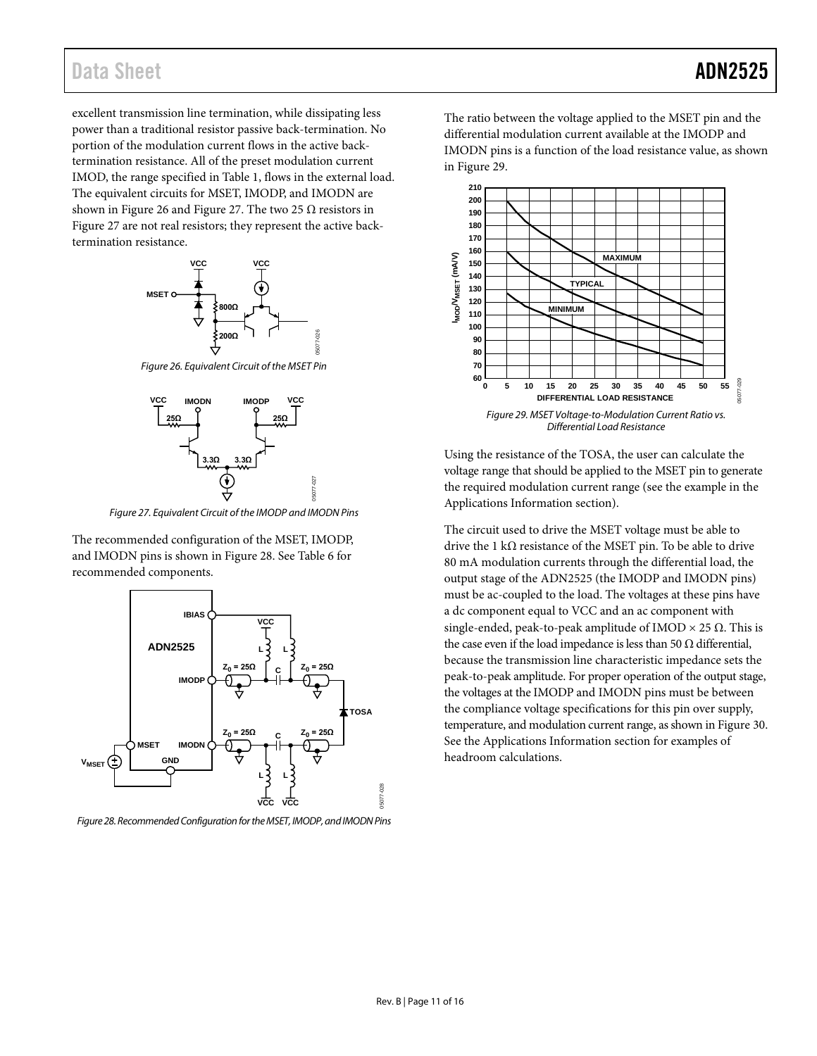excellent transmission line termination, while dissipating less power than a traditional resistor passive back-termination. No portion of the modulation current flows in the active back-termination resistance. All of the preset modulation current IMOD, the range specified in Table 1, flows in the external load. The equivalent circuits for MSET, IMODP, and IMODN are shown in Figure 26 and Figure 27. The two 25 Ω resistors in Figure 27 are not real resistors; they represent the active back-termination resistance.

*Figure 26. Equivalent Circuit of the MSET Pin*

*Figure 27. Equivalent Circuit of the IMODP and IMODN Pins*

The recommended configuration of the MSET, IMODP, and IMODN pins is shown in Figure 28. See Table 6 for recommended components.

*Figure 28. Recommended Configuration for the MSET, IMODP, and IMODN Pins*

The ratio between the voltage applied to the MSET pin and the differential modulation current available at the IMODP and IMODN pins is a function of the load resistance value, as shown in Figure 29.

*Figure 29. MSET Voltage-to-Modulation Current Ratio vs. Differential Load Resistance*

Using the resistance of the TOSA, the user can calculate the voltage range that should be applied to the MSET pin to generate the required modulation current range (see the example in the Applications Information section).

The circuit used to drive the MSET voltage must be able to drive the 1 kΩ resistance of the MSET pin. To be able to drive 80 mA modulation currents through the differential load, the output stage of the ADN2525 (the IMODP and IMODN pins) must be ac-coupled to the load. The voltages at these pins have a dc component equal to VCC and an ac component with single-ended, peak-to-peak amplitude of IMOD × 25 Ω. This is the case even if the load impedance is less than 50 Ω differential, because the transmission line characteristic impedance sets the peak-to-peak amplitude. For proper operation of the output stage, the voltages at the IMODP and IMODN pins must be between the compliance voltage specifications for this pin over supply, temperature, and modulation current range, as shown in Figure 30. See the Applications Information section for examples of headroom calculations.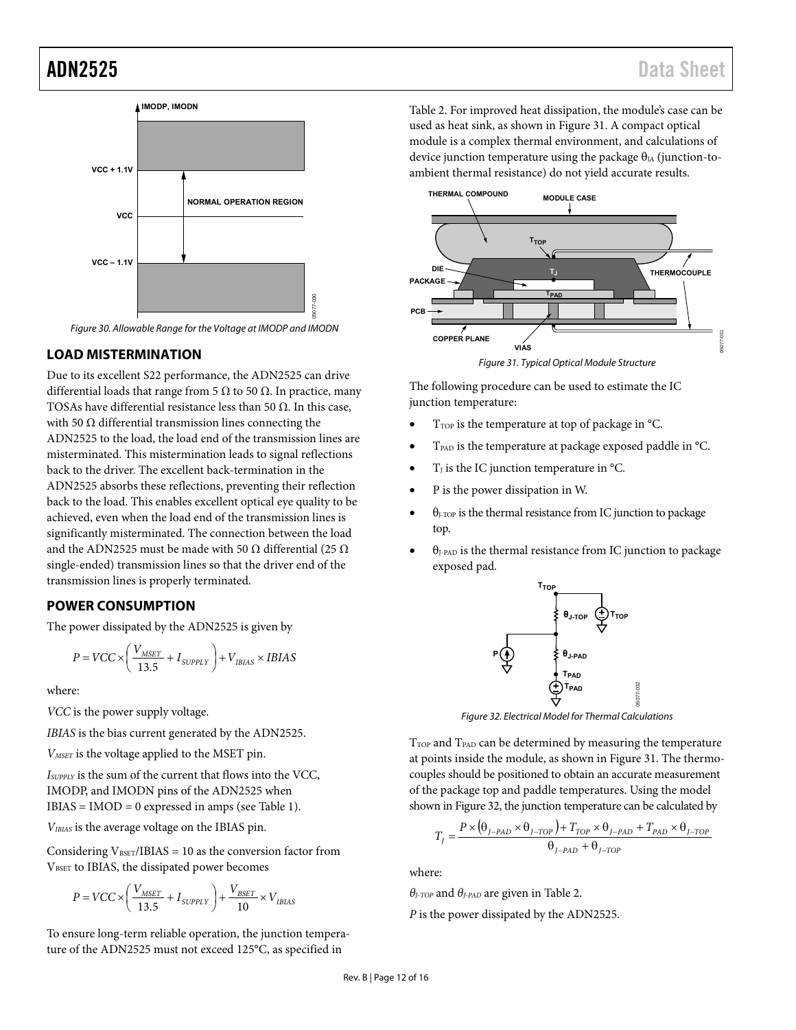Figure 30. Allowable Range for the Voltage at IMODP and IMODN

## LOAD MISTERMINATION

Due to its excellent S22 performance, the ADN2525 can drive differential loads that range from 5 Ω to 50 Ω. In practice, many TOSAs have differential resistance less than 50 Ω. In this case, with 50 Ω differential transmission lines connecting the ADN2525 to the load, the load end of the transmission lines are misterminated. This mistermination leads to signal reflections back to the driver. The excellent back-termination in the ADN2525 absorbs these reflections, preventing their reflection back to the load. This enables excellent optical eye quality to be achieved, even when the load end of the transmission lines is significantly misterminated. The connection between the load and the ADN2525 must be made with 50 Ω differential (25 Ω single-ended) transmission lines so that the driver end of the transmission lines is properly terminated.

## POWER CONSUMPTION

The power dissipated by the ADN2525 is given by

$$P = VCC \times \left( \frac{V_{MSET}}{13.5} + I_{SUPPLY} \right) + V_{IBIAS} \times IBIAS$$

where:

*VCC* is the power supply voltage.

*IBIAS* is the bias current generated by the ADN2525.

$V_{MSET}$ is the voltage applied to the MSET pin.

$I_{SUPPLY}$ is the sum of the current that flows into the VCC, IMODP, and IMODN pins of the ADN2525 when IBIAS = IMOD = 0 expressed in amps (see Table 1).

$V_{IBIAS}$ is the average voltage on the IBIAS pin.

Considering $V_{BSET}$/IBIAS = 10 as the conversion factor from $V_{BSET}$ to IBIAS, the dissipated power becomes

$$P = VCC \times \left( \frac{V_{MSET}}{13.5} + I_{SUPPLY} \right) + \frac{V_{BSET}}{10} \times V_{IBIAS}$$

To ensure long-term reliable operation, the junction temperature of the ADN2525 must not exceed 125°C, as specified in Table 2. For improved heat dissipation, the module's case can be used as heat sink, as shown in Figure 31. A compact optical module is a complex thermal environment, and calculations of device junction temperature using the package $\theta_{JA}$ (junction-to-ambient thermal resistance) do not yield accurate results.

Figure 31. Typical Optical Module Structure

The following procedure can be used to estimate the IC junction temperature:

- $T_{TOP}$ is the temperature at top of package in °C.
- $T_{PAD}$ is the temperature at package exposed paddle in °C.
- $T_J$ is the IC junction temperature in °C.
- P is the power dissipation in W.
- $\theta_{J\text{-}TOP}$ is the thermal resistance from IC junction to package top.
- $\theta_{J\text{-}PAD}$ is the thermal resistance from IC junction to package exposed pad.

Figure 32. Electrical Model for Thermal Calculations

$T_{TOP}$ and $T_{PAD}$ can be determined by measuring the temperature at points inside the module, as shown in Figure 31. The thermocouples should be positioned to obtain an accurate measurement of the package top and paddle temperatures. Using the model shown in Figure 32, the junction temperature can be calculated by

$$T_J = \frac{P \times (\theta_{J-PAD} \times \theta_{J-TOP}) + T_{TOP} \times \theta_{J-PAD} + T_{PAD} \times \theta_{J-TOP}}{\theta_{J-PAD} + \theta_{J-TOP}}$$

where:

$\theta_{J\text{-}TOP}$ and $\theta_{J\text{-}PAD}$ are given in Table 2.

*P* is the power dissipated by the ADN2525.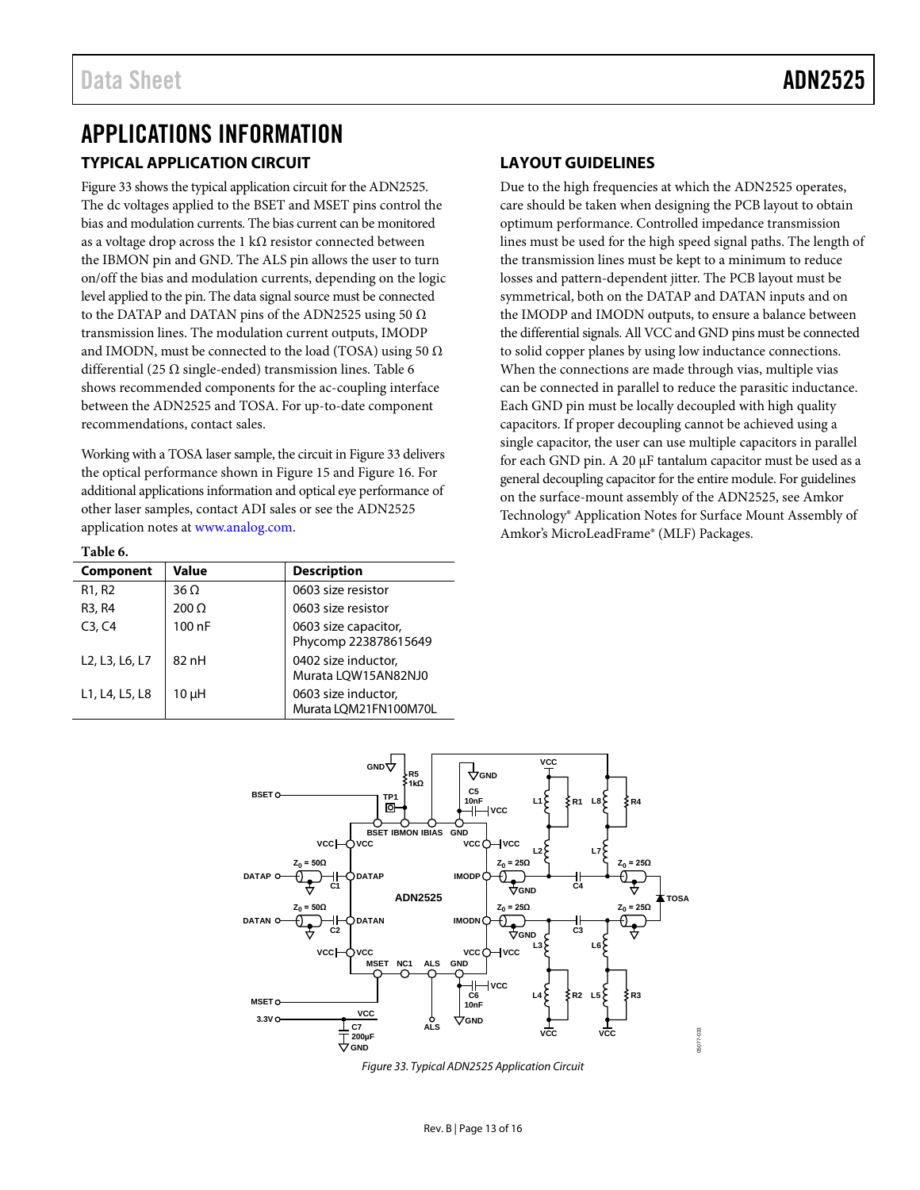# APPLICATIONS INFORMATION

## TYPICAL APPLICATION CIRCUIT

Figure 33 shows the typical application circuit for the ADN2525. The dc voltages applied to the BSET and MSET pins control the bias and modulation currents. The bias current can be monitored as a voltage drop across the 1 kΩ resistor connected between the IBMON pin and GND. The ALS pin allows the user to turn on/off the bias and modulation currents, depending on the logic level applied to the pin. The data signal source must be connected to the DATAP and DATAN pins of the ADN2525 using 50 Ω transmission lines. The modulation current outputs, IMODP and IMODN, must be connected to the load (TOSA) using 50 Ω differential (25 Ω single-ended) transmission lines. Table 6 shows recommended components for the ac-coupling interface between the ADN2525 and TOSA. For up-to-date component recommendations, contact sales.

Working with a TOSA laser sample, the circuit in Figure 33 delivers the optical performance shown in Figure 15 and Figure 16. For additional applications information and optical eye performance of other laser samples, contact ADI sales or see the ADN2525 application notes at www.analog.com.

**Table 6.**

| Component | Value | Description |
|---|---|---|
| R1, R2 | 36 Ω | 0603 size resistor |
| R3, R4 | 200 Ω | 0603 size resistor |
| C3, C4 | 100 nF | 0603 size capacitor, Phycomp 223878615649 |
| L2, L3, L6, L7 | 82 nH | 0402 size inductor, Murata LQW15AN82NJ0 |
| L1, L4, L5, L8 | 10 μH | 0603 size inductor, Murata LQM21FN100M70L |

## LAYOUT GUIDELINES

Due to the high frequencies at which the ADN2525 operates, care should be taken when designing the PCB layout to obtain optimum performance. Controlled impedance transmission lines must be used for the high speed signal paths. The length of the transmission lines must be kept to a minimum to reduce losses and pattern-dependent jitter. The PCB layout must be symmetrical, both on the DATAP and DATAN inputs and on the IMODP and IMODN outputs, to ensure a balance between the differential signals. All VCC and GND pins must be connected to solid copper planes by using low inductance connections. When the connections are made through vias, multiple vias can be connected in parallel to reduce the parasitic inductance. Each GND pin must be locally decoupled with high quality capacitors. If proper decoupling cannot be achieved using a single capacitor, the user can use multiple capacitors in parallel for each GND pin. A 20 μF tantalum capacitor must be used as a general decoupling capacitor for the entire module. For guidelines on the surface-mount assembly of the ADN2525, see Amkor Technology® Application Notes for Surface Mount Assembly of Amkor's MicroLeadFrame® (MLF) Packages.

*Figure 33. Typical ADN2525 Application Circuit*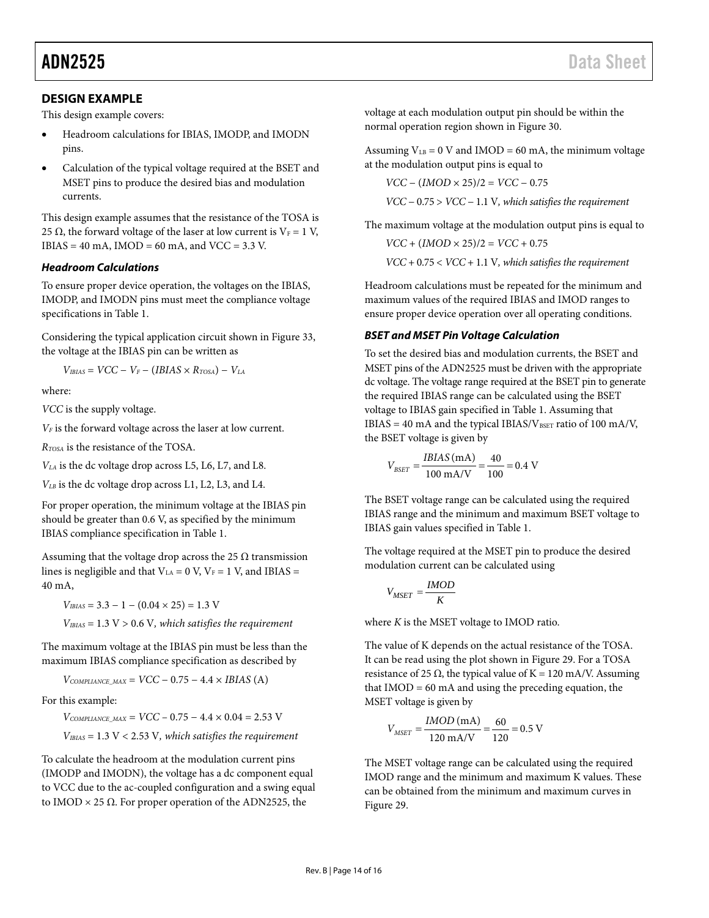## DESIGN EXAMPLE

This design example covers:

- Headroom calculations for IBIAS, IMODP, and IMODN pins.
- Calculation of the typical voltage required at the BSET and MSET pins to produce the desired bias and modulation currents.

This design example assumes that the resistance of the TOSA is 25 Ω, the forward voltage of the laser at low current is $V_F = 1$ V, IBIAS = 40 mA, IMOD = 60 mA, and VCC = 3.3 V.

### *Headroom Calculations*

To ensure proper device operation, the voltages on the IBIAS, IMODP, and IMODN pins must meet the compliance voltage specifications in Table 1.

Considering the typical application circuit shown in Figure 33, the voltage at the IBIAS pin can be written as

$$V_{IBIAS} = VCC - V_F - (IBIAS \times R_{TOSA}) - V_{LA}$$

where:

*VCC* is the supply voltage.

$V_F$ is the forward voltage across the laser at low current.

$R_{TOSA}$ is the resistance of the TOSA.

$V_{LA}$ is the dc voltage drop across L5, L6, L7, and L8.

$V_{LB}$ is the dc voltage drop across L1, L2, L3, and L4.

For proper operation, the minimum voltage at the IBIAS pin should be greater than 0.6 V, as specified by the minimum IBIAS compliance specification in Table 1.

Assuming that the voltage drop across the 25 Ω transmission lines is negligible and that $V_{LA} = 0$ V, $V_F = 1$ V, and IBIAS = 40 mA,

$$V_{IBIAS} = 3.3 - 1 - (0.04 \times 25) = 1.3 \text{ V}$$

$$V_{IBIAS} = 1.3 \text{ V} > 0.6 \text{ V}, \textit{ which satisfies the requirement}$$

The maximum voltage at the IBIAS pin must be less than the maximum IBIAS compliance specification as described by

$$V_{COMPLIANCE\_MAX} = VCC - 0.75 - 4.4 \times IBIAS \text{ (A)}$$

For this example:

$$V_{COMPLIANCE\_MAX} = VCC - 0.75 - 4.4 \times 0.04 = 2.53 \text{ V}$$

$$V_{IBIAS} = 1.3 \text{ V} < 2.53 \text{ V}, \textit{ which satisfies the requirement}$$

To calculate the headroom at the modulation current pins (IMODP and IMODN), the voltage has a dc component equal to VCC due to the ac-coupled configuration and a swing equal to IMOD × 25 Ω. For proper operation of the ADN2525, the voltage at each modulation output pin should be within the normal operation region shown in Figure 30.

Assuming $V_{LB} = 0$ V and IMOD = 60 mA, the minimum voltage at the modulation output pins is equal to

$$VCC - (IMOD \times 25)/2 = VCC - 0.75$$

$$VCC - 0.75 > VCC - 1.1 \text{ V}, \textit{ which satisfies the requirement}$$

The maximum voltage at the modulation output pins is equal to

$$VCC + (IMOD \times 25)/2 = VCC + 0.75$$

$$VCC + 0.75 < VCC + 1.1 \text{ V}, \textit{ which satisfies the requirement}$$

Headroom calculations must be repeated for the minimum and maximum values of the required IBIAS and IMOD ranges to ensure proper device operation over all operating conditions.

### *BSET and MSET Pin Voltage Calculation*

To set the desired bias and modulation currents, the BSET and MSET pins of the ADN2525 must be driven with the appropriate dc voltage. The voltage range required at the BSET pin to generate the required IBIAS range can be calculated using the BSET voltage to IBIAS gain specified in Table 1. Assuming that IBIAS = 40 mA and the typical IBIAS/$V_{BSET}$ ratio of 100 mA/V, the BSET voltage is given by

$$V_{BSET} = \frac{IBIAS\,(\text{mA})}{100 \text{ mA/V}} = \frac{40}{100} = 0.4 \text{ V}$$

The BSET voltage range can be calculated using the required IBIAS range and the minimum and maximum BSET voltage to IBIAS gain values specified in Table 1.

The voltage required at the MSET pin to produce the desired modulation current can be calculated using

$$V_{MSET} = \frac{IMOD}{K}$$

where *K* is the MSET voltage to IMOD ratio.

The value of K depends on the actual resistance of the TOSA. It can be read using the plot shown in Figure 29. For a TOSA resistance of 25 Ω, the typical value of K = 120 mA/V. Assuming that IMOD = 60 mA and using the preceding equation, the MSET voltage is given by

$$V_{MSET} = \frac{IMOD\,(\text{mA})}{120 \text{ mA/V}} = \frac{60}{120} = 0.5 \text{ V}$$

The MSET voltage range can be calculated using the required IMOD range and the minimum and maximum K values. These can be obtained from the minimum and maximum curves in Figure 29.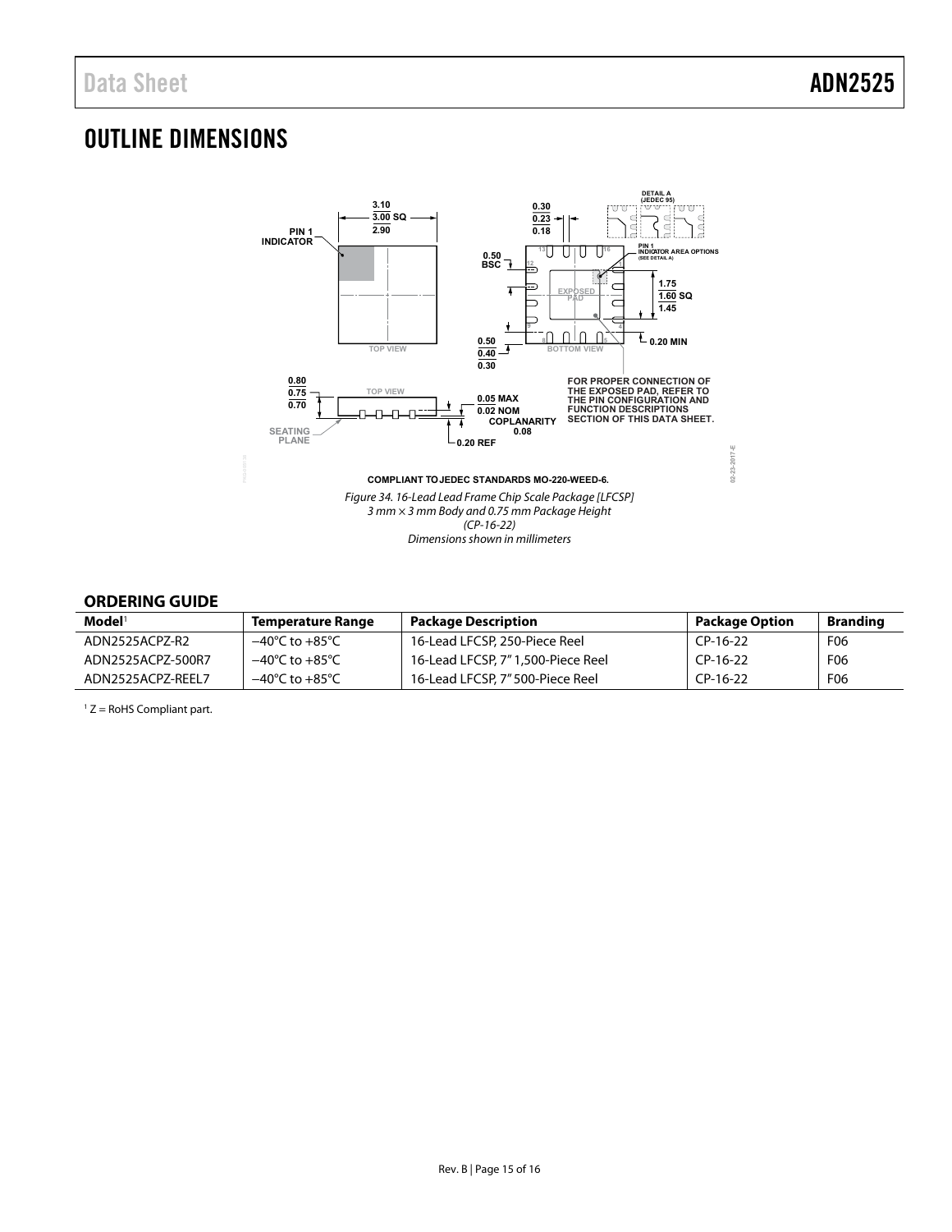# OUTLINE DIMENSIONS

COMPLIANT TO JEDEC STANDARDS MO-220-WEED-6.

*Figure 34. 16-Lead Lead Frame Chip Scale Package [LFCSP]*
*3 mm × 3 mm Body and 0.75 mm Package Height*
*(CP-16-22)*
*Dimensions shown in millimeters*

## ORDERING GUIDE

| Model[1] | Temperature Range | Package Description | Package Option | Branding |
|---|---|---|---|---|
| ADN2525ACPZ-R2 | −40°C to +85°C | 16-Lead LFCSP, 250-Piece Reel | CP-16-22 | F06 |
| ADN2525ACPZ-500R7 | −40°C to +85°C | 16-Lead LFCSP, 7" 1,500-Piece Reel | CP-16-22 | F06 |
| ADN2525ACPZ-REEL7 | −40°C to +85°C | 16-Lead LFCSP, 7" 500-Piece Reel | CP-16-22 | F06 |

[1] Z = RoHS Compliant part.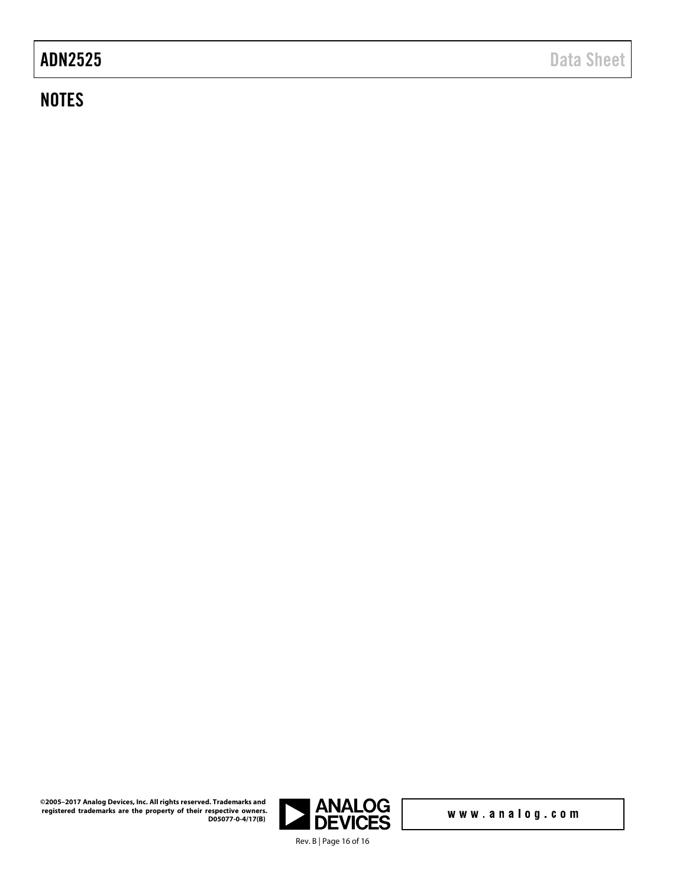## NOTES

©2005–2017 Analog Devices, Inc. All rights reserved. Trademarks and registered trademarks are the property of their respective owners.
D05077-0-4/17(B)

www.analog.com